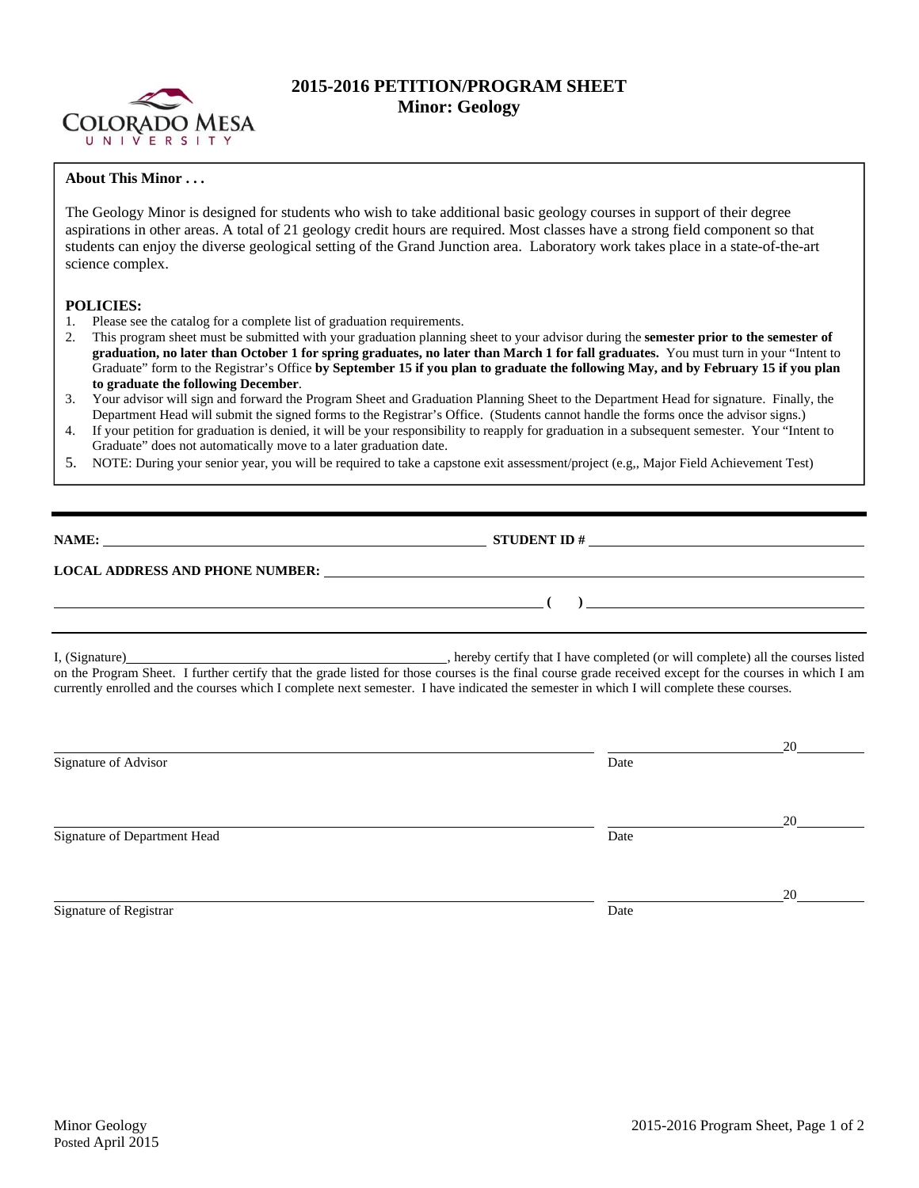# 2015-2016 PETITION/PROGRAM SHEET
## Minor: Geology

**About This Minor . . .**

The Geology Minor is designed for students who wish to take additional basic geology courses in support of their degree aspirations in other areas. A total of 21 geology credit hours are required. Most classes have a strong field component so that students can enjoy the diverse geological setting of the Grand Junction area. Laboratory work takes place in a state-of-the-art science complex.

**POLICIES:**

1. Please see the catalog for a complete list of graduation requirements.
2. This program sheet must be submitted with your graduation planning sheet to your advisor during the **semester prior to the semester of graduation, no later than October 1 for spring graduates, no later than March 1 for fall graduates.** You must turn in your "Intent to Graduate" form to the Registrar's Office **by September 15 if you plan to graduate the following May, and by February 15 if you plan to graduate the following December**.
3. Your advisor will sign and forward the Program Sheet and Graduation Planning Sheet to the Department Head for signature. Finally, the Department Head will submit the signed forms to the Registrar's Office. (Students cannot handle the forms once the advisor signs.)
4. If your petition for graduation is denied, it will be your responsibility to reapply for graduation in a subsequent semester. Your "Intent to Graduate" does not automatically move to a later graduation date.
5. NOTE: During your senior year, you will be required to take a capstone exit assessment/project (e.g,, Major Field Achievement Test)

---

**NAME:** ______________________________ **STUDENT ID #** ______________________________

**LOCAL ADDRESS AND PHONE NUMBER:** ______________________________

______________________________ **( )** ______________________________

---

I, (Signature)______________________________, hereby certify that I have completed (or will complete) all the courses listed on the Program Sheet. I further certify that the grade listed for those courses is the final course grade received except for the courses in which I am currently enrolled and the courses which I complete next semester. I have indicated the semester in which I will complete these courses.

______________________________ ______________20______
Signature of Advisor Date

______________________________ ______________20______
Signature of Department Head Date

______________________________ ______________20______
Signature of Registrar Date

Minor Geology
Posted April 2015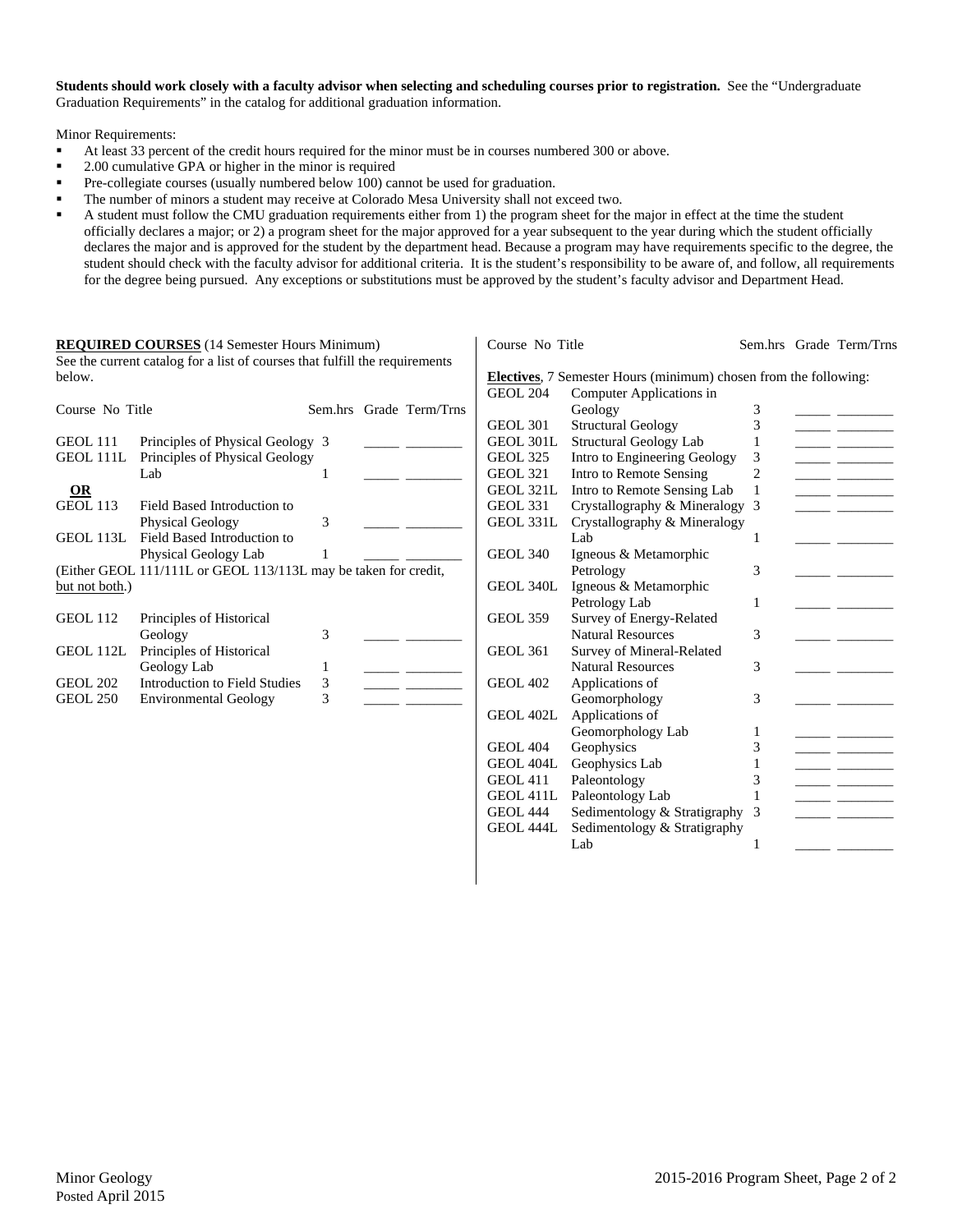**Students should work closely with a faculty advisor when selecting and scheduling courses prior to registration.** See the "Undergraduate Graduation Requirements" in the catalog for additional graduation information.

Minor Requirements:

- At least 33 percent of the credit hours required for the minor must be in courses numbered 300 or above.
- 2.00 cumulative GPA or higher in the minor is required
- Pre-collegiate courses (usually numbered below 100) cannot be used for graduation.
- The number of minors a student may receive at Colorado Mesa University shall not exceed two.
- A student must follow the CMU graduation requirements either from 1) the program sheet for the major in effect at the time the student officially declares a major; or 2) a program sheet for the major approved for a year subsequent to the year during which the student officially declares the major and is approved for the student by the department head. Because a program may have requirements specific to the degree, the student should check with the faculty advisor for additional criteria. It is the student's responsibility to be aware of, and follow, all requirements for the degree being pursued. Any exceptions or substitutions must be approved by the student's faculty advisor and Department Head.

**REQUIRED COURSES** (14 Semester Hours Minimum)
See the current catalog for a list of courses that fulfill the requirements below.

| Course No | Title | Sem.hrs | Grade | Term/Trns |
|---|---|---|---|---|
| GEOL 111 | Principles of Physical Geology | 3 | _____ | ________ |
| GEOL 111L | Principles of Physical Geology Lab | 1 | _____ | ________ |
| **OR** | | | | |
| GEOL 113 | Field Based Introduction to Physical Geology | 3 | _____ | ________ |
| GEOL 113L | Field Based Introduction to Physical Geology Lab | 1 | _____ | ________ |

(Either GEOL 111/111L or GEOL 113/113L may be taken for credit, but not both.)

| Course No | Title | Sem.hrs | Grade | Term/Trns |
|---|---|---|---|---|
| GEOL 112 | Principles of Historical Geology | 3 | _____ | ________ |
| GEOL 112L | Principles of Historical Geology Lab | 1 | _____ | ________ |
| GEOL 202 | Introduction to Field Studies | 3 | _____ | ________ |
| GEOL 250 | Environmental Geology | 3 | _____ | ________ |

**Electives**, 7 Semester Hours (minimum) chosen from the following:

| Course No | Title | Sem.hrs | Grade | Term/Trns |
|---|---|---|---|---|
| GEOL 204 | Computer Applications in Geology | 3 | _____ | ________ |
| GEOL 301 | Structural Geology | 3 | _____ | ________ |
| GEOL 301L | Structural Geology Lab | 1 | _____ | ________ |
| GEOL 325 | Intro to Engineering Geology | 3 | _____ | ________ |
| GEOL 321 | Intro to Remote Sensing | 2 | _____ | ________ |
| GEOL 321L | Intro to Remote Sensing Lab | 1 | _____ | ________ |
| GEOL 331 | Crystallography & Mineralogy | 3 | _____ | ________ |
| GEOL 331L | Crystallography & Mineralogy Lab | 1 | _____ | ________ |
| GEOL 340 | Igneous & Metamorphic Petrology | 3 | _____ | ________ |
| GEOL 340L | Igneous & Metamorphic Petrology Lab | 1 | _____ | ________ |
| GEOL 359 | Survey of Energy-Related Natural Resources | 3 | _____ | ________ |
| GEOL 361 | Survey of Mineral-Related Natural Resources | 3 | _____ | ________ |
| GEOL 402 | Applications of Geomorphology | 3 | _____ | ________ |
| GEOL 402L | Applications of Geomorphology Lab | 1 | _____ | ________ |
| GEOL 404 | Geophysics | 3 | _____ | ________ |
| GEOL 404L | Geophysics Lab | 1 | _____ | ________ |
| GEOL 411 | Paleontology | 3 | _____ | ________ |
| GEOL 411L | Paleontology Lab | 1 | _____ | ________ |
| GEOL 444 | Sedimentology & Stratigraphy | 3 | _____ | ________ |
| GEOL 444L | Sedimentology & Stratigraphy Lab | 1 | _____ | ________ |

Minor Geology
Posted April 2015